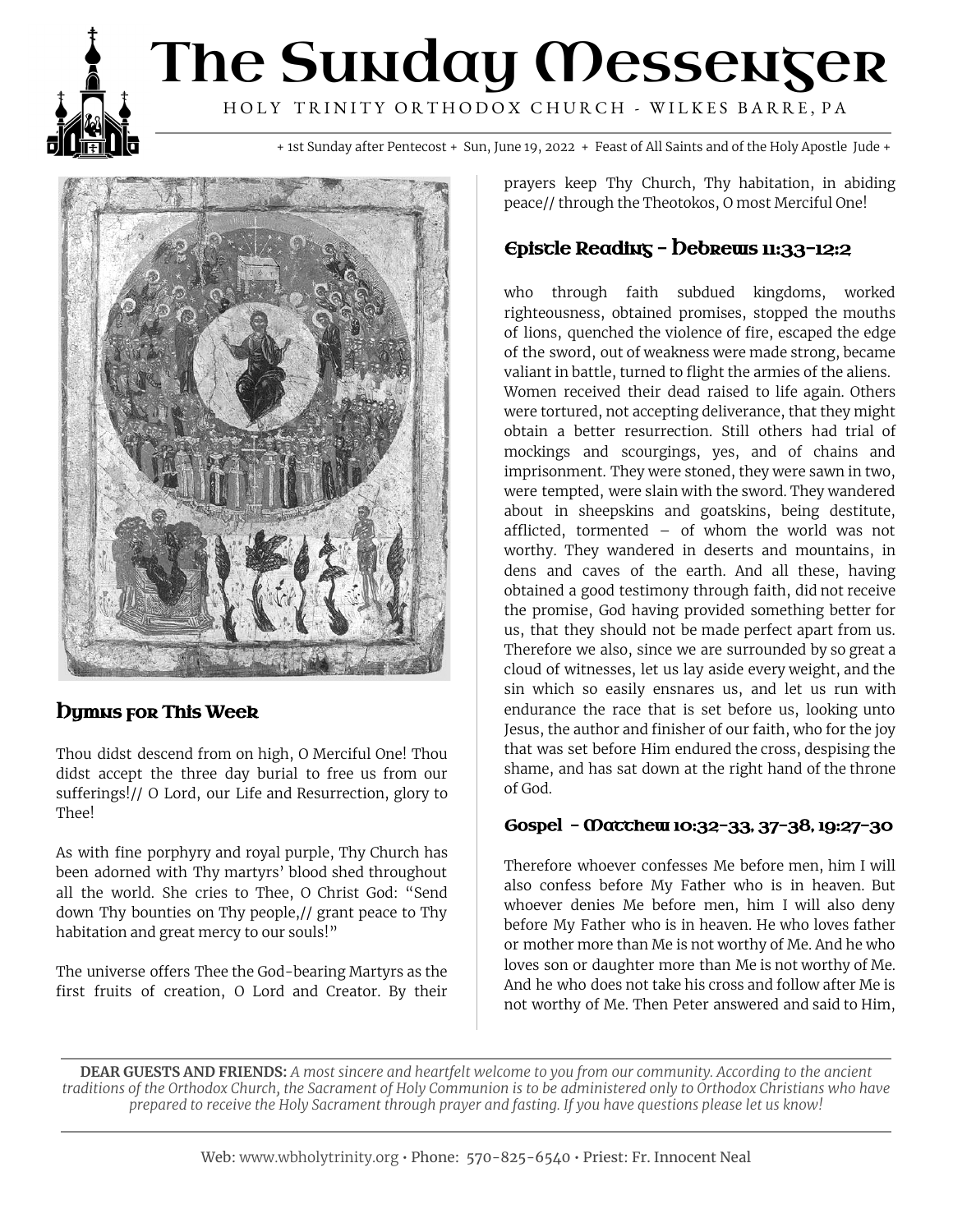# The Sunday Messenger

HOLY TRINITY ORTHODOX CHURCH - WILKES BARRE, PA

+ 1st Sunday after Pentecost + Sun, June 19, 2022 + Feast of All Saints and of the Holy Apostle Jude +

## Hymns for This Week

Thou didst descend from on high, O Merciful One! Thou didst accept the three day burial to free us from our sufferings!// O Lord, our Life and Resurrection, glory to Thee!

As with fine porphyry and royal purple, Thy Church has been adorned with Thy martyrs' blood shed throughout all the world. She cries to Thee, O Christ God: "Send down Thy bounties on Thy people,// grant peace to Thy habitation and great mercy to our souls!"

The universe offers Thee the God-bearing Martyrs as the first fruits of creation, O Lord and Creator. By their prayers keep Thy Church, Thy habitation, in abiding peace// through the Theotokos, O most Merciful One!

## Epistle Reading - Hebrews 11:33-12:2

who through faith subdued kingdoms, worked righteousness, obtained promises, stopped the mouths of lions, quenched the violence of fire, escaped the edge of the sword, out of weakness were made strong, became valiant in battle, turned to flight the armies of the aliens. Women received their dead raised to life again. Others were tortured, not accepting deliverance, that they might obtain a better resurrection. Still others had trial of mockings and scourgings, yes, and of chains and imprisonment. They were stoned, they were sawn in two, were tempted, were slain with the sword. They wandered about in sheepskins and goatskins, being destitute, afflicted, tormented – of whom the world was not worthy. They wandered in deserts and mountains, in dens and caves of the earth. And all these, having obtained a good testimony through faith, did not receive the promise, God having provided something better for us, that they should not be made perfect apart from us. Therefore we also, since we are surrounded by so great a cloud of witnesses, let us lay aside every weight, and the sin which so easily ensnares us, and let us run with endurance the race that is set before us, looking unto Jesus, the author and finisher of our faith, who for the joy that was set before Him endured the cross, despising the shame, and has sat down at the right hand of the throne of God.

### Gospel - Matthew 10:32-33, 37-38, 19:27-30

Therefore whoever confesses Me before men, him I will also confess before My Father who is in heaven. But whoever denies Me before men, him I will also deny before My Father who is in heaven. He who loves father or mother more than Me is not worthy of Me. And he who loves son or daughter more than Me is not worthy of Me. And he who does not take his cross and follow after Me is not worthy of Me. Then Peter answered and said to Him,

**DEAR GUESTS AND FRIENDS:** *A most sincere and heartfelt welcome to you from our community. According to the ancient traditions of the Orthodox Church, the Sacrament of Holy Communion is to be administered only to Orthodox Christians who have prepared to receive the Holy Sacrament through prayer and fasting. If you have questions please let us know!*

Web: www.wbholytrinity.org • Phone: 570-825-6540 • Priest: Fr. Innocent Neal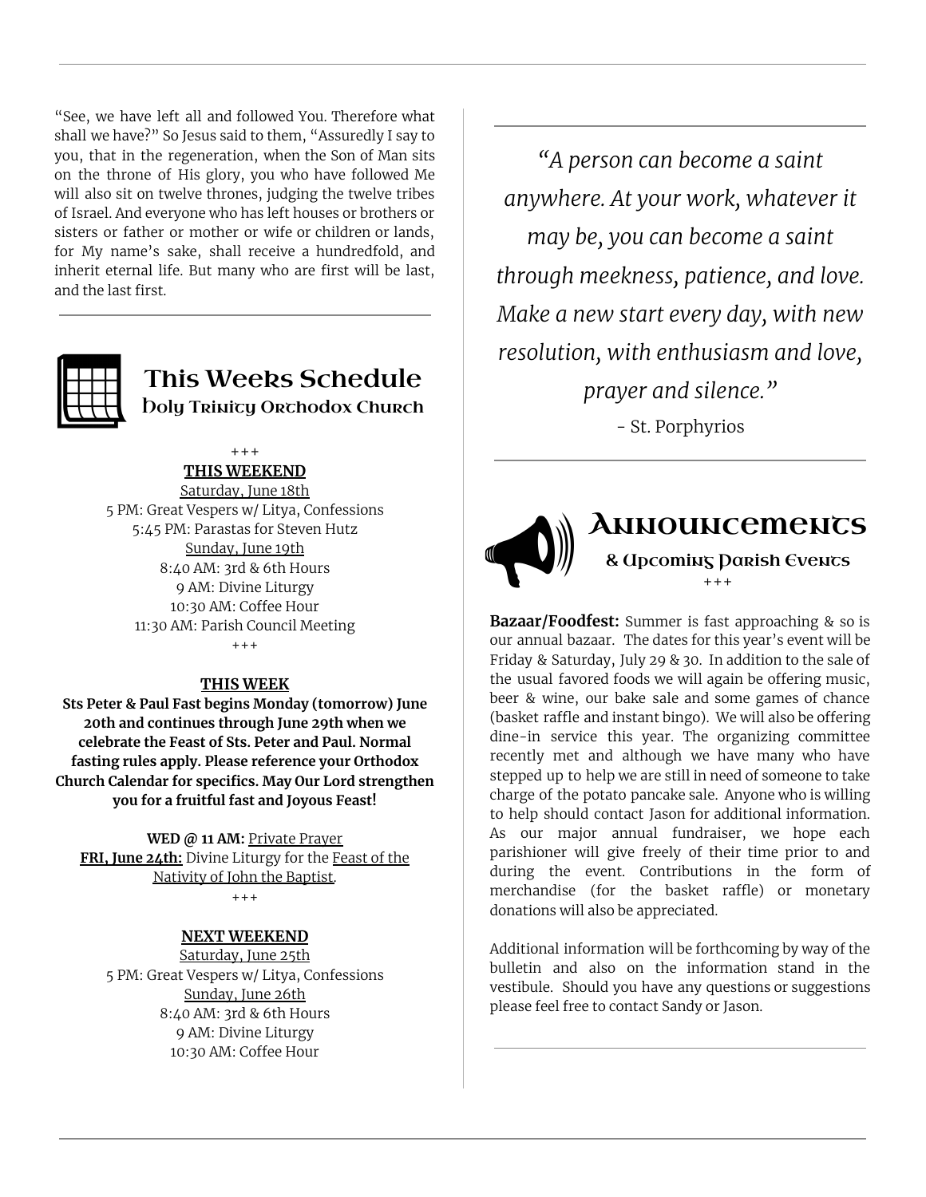"See, we have left all and followed You. Therefore what shall we have?" So Jesus said to them, "Assuredly I say to you, that in the regeneration, when the Son of Man sits on the throne of His glory, you who have followed Me will also sit on twelve thrones, judging the twelve tribes of Israel. And everyone who has left houses or brothers or sisters or father or mother or wife or children or lands, for My name's sake, shall receive a hundredfold, and inherit eternal life. But many who are first will be last, and the last first.

## This Weeks Schedule

### Holy Trinity Orthodox Church

+++

**THIS WEEKEND**

Saturday, June 18th
5 PM: Great Vespers w/ Litya, Confessions
5:45 PM: Parastas for Steven Hutz

Sunday, June 19th
8:40 AM: 3rd & 6th Hours
9 AM: Divine Liturgy
10:30 AM: Coffee Hour
11:30 AM: Parish Council Meeting

+++

**THIS WEEK**

**Sts Peter & Paul Fast begins Monday (tomorrow) June 20th and continues through June 29th when we celebrate the Feast of Sts. Peter and Paul. Normal fasting rules apply. Please reference your Orthodox Church Calendar for specifics. May Our Lord strengthen you for a fruitful fast and Joyous Feast!**

**WED @ 11 AM:** Private Prayer
**FRI, June 24th:** Divine Liturgy for the Feast of the Nativity of John the Baptist.

+++

**NEXT WEEKEND**

Saturday, June 25th
5 PM: Great Vespers w/ Litya, Confessions

Sunday, June 26th
8:40 AM: 3rd & 6th Hours
9 AM: Divine Liturgy
10:30 AM: Coffee Hour

*"A person can become a saint anywhere. At your work, whatever it may be, you can become a saint through meekness, patience, and love. Make a new start every day, with new resolution, with enthusiasm and love, prayer and silence."*

- St. Porphyrios

## Announcements

### & Upcoming Parish Events

+++

**Bazaar/Foodfest:** Summer is fast approaching & so is our annual bazaar. The dates for this year's event will be Friday & Saturday, July 29 & 30. In addition to the sale of the usual favored foods we will again be offering music, beer & wine, our bake sale and some games of chance (basket raffle and instant bingo). We will also be offering dine-in service this year. The organizing committee recently met and although we have many who have stepped up to help we are still in need of someone to take charge of the potato pancake sale. Anyone who is willing to help should contact Jason for additional information. As our major annual fundraiser, we hope each parishioner will give freely of their time prior to and during the event. Contributions in the form of merchandise (for the basket raffle) or monetary donations will also be appreciated.

Additional information will be forthcoming by way of the bulletin and also on the information stand in the vestibule. Should you have any questions or suggestions please feel free to contact Sandy or Jason.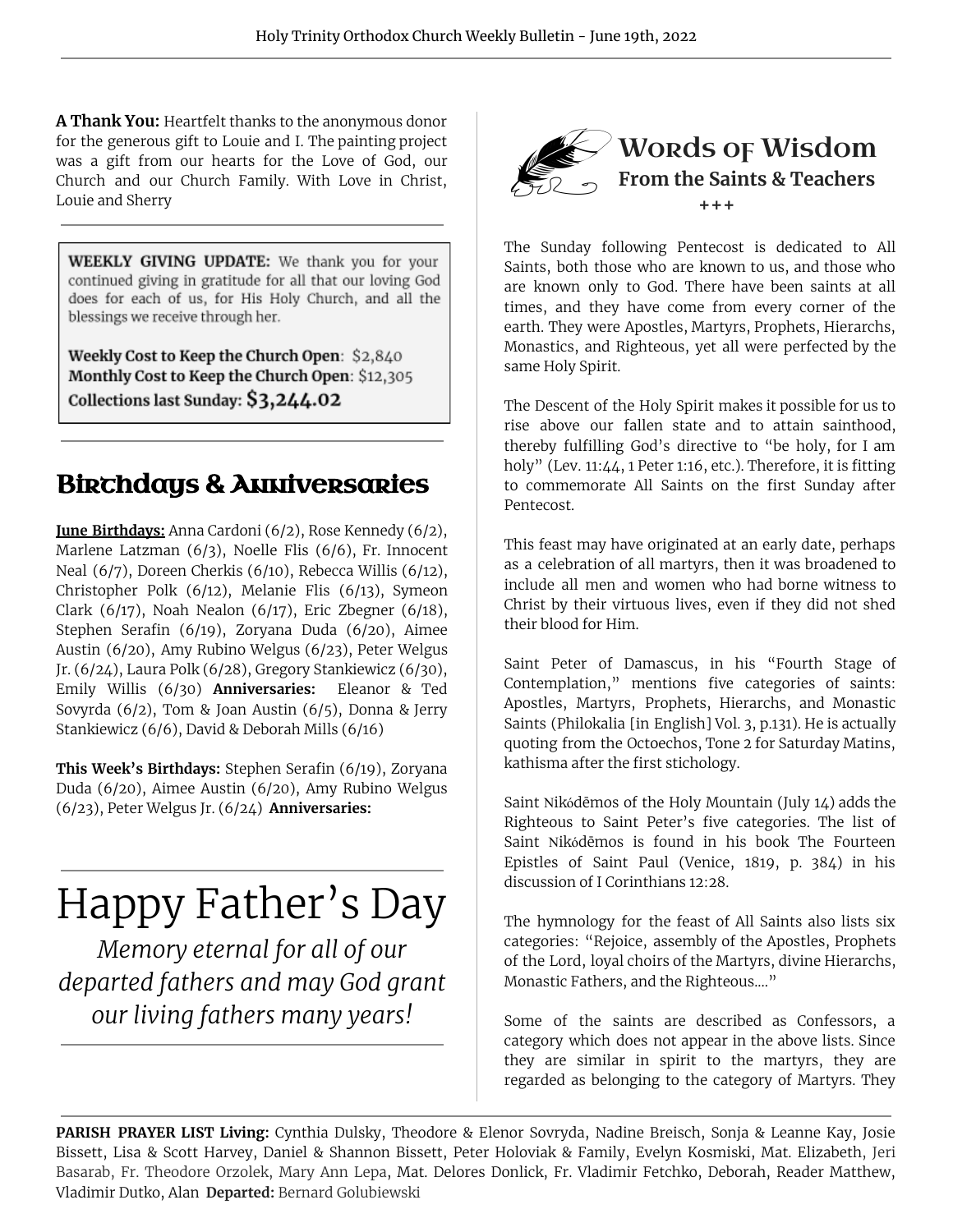**A Thank You:** Heartfelt thanks to the anonymous donor for the generous gift to Louie and I. The painting project was a gift from our hearts for the Love of God, our Church and our Church Family. With Love in Christ, Louie and Sherry

---

**WEEKLY GIVING UPDATE:** We thank you for your continued giving in gratitude for all that our loving God does for each of us, for His Holy Church, and all the blessings we receive through her.

**Weekly Cost to Keep the Church Open**: $2,840
**Monthly Cost to Keep the Church Open**: $12,305
**Collections last Sunday: $3,244.02**

---

## Birthdays & Anniversaries

**June Birthdays:** Anna Cardoni (6/2), Rose Kennedy (6/2), Marlene Latzman (6/3), Noelle Flis (6/6), Fr. Innocent Neal (6/7), Doreen Cherkis (6/10), Rebecca Willis (6/12), Christopher Polk (6/12), Melanie Flis (6/13), Symeon Clark (6/17), Noah Nealon (6/17), Eric Zbegner (6/18), Stephen Serafin (6/19), Zoryana Duda (6/20), Aimee Austin (6/20), Amy Rubino Welgus (6/23), Peter Welgus Jr. (6/24), Laura Polk (6/28), Gregory Stankiewicz (6/30), Emily Willis (6/30) **Anniversaries:** Eleanor & Ted Sovyrda (6/2), Tom & Joan Austin (6/5), Donna & Jerry Stankiewicz (6/6), David & Deborah Mills (6/16)

**This Week's Birthdays:** Stephen Serafin (6/19), Zoryana Duda (6/20), Aimee Austin (6/20), Amy Rubino Welgus (6/23), Peter Welgus Jr. (6/24) **Anniversaries:**

---

# Happy Father's Day

*Memory eternal for all of our departed fathers and may God grant our living fathers many years!*

---

## Words of Wisdom
### From the Saints & Teachers

+++

The Sunday following Pentecost is dedicated to All Saints, both those who are known to us, and those who are known only to God. There have been saints at all times, and they have come from every corner of the earth. They were Apostles, Martyrs, Prophets, Hierarchs, Monastics, and Righteous, yet all were perfected by the same Holy Spirit.

The Descent of the Holy Spirit makes it possible for us to rise above our fallen state and to attain sainthood, thereby fulfilling God's directive to "be holy, for I am holy" (Lev. 11:44, 1 Peter 1:16, etc.). Therefore, it is fitting to commemorate All Saints on the first Sunday after Pentecost.

This feast may have originated at an early date, perhaps as a celebration of all martyrs, then it was broadened to include all men and women who had borne witness to Christ by their virtuous lives, even if they did not shed their blood for Him.

Saint Peter of Damascus, in his "Fourth Stage of Contemplation," mentions five categories of saints: Apostles, Martyrs, Prophets, Hierarchs, and Monastic Saints (Philokalia [in English] Vol. 3, p.131). He is actually quoting from the Octoechos, Tone 2 for Saturday Matins, kathisma after the first stichology.

Saint Nikódēmos of the Holy Mountain (July 14) adds the Righteous to Saint Peter's five categories. The list of Saint Nikódēmos is found in his book The Fourteen Epistles of Saint Paul (Venice, 1819, p. 384) in his discussion of I Corinthians 12:28.

The hymnology for the feast of All Saints also lists six categories: "Rejoice, assembly of the Apostles, Prophets of the Lord, loyal choirs of the Martyrs, divine Hierarchs, Monastic Fathers, and the Righteous...."

Some of the saints are described as Confessors, a category which does not appear in the above lists. Since they are similar in spirit to the martyrs, they are regarded as belonging to the category of Martyrs. They

---

**PARISH PRAYER LIST Living:** Cynthia Dulsky, Theodore & Elenor Sovryda, Nadine Breisch, Sonja & Leanne Kay, Josie Bissett, Lisa & Scott Harvey, Daniel & Shannon Bissett, Peter Holoviak & Family, Evelyn Kosmiski, Mat. Elizabeth, Jeri Basarab, Fr. Theodore Orzolek, Mary Ann Lepa, Mat. Delores Donlick, Fr. Vladimir Fetchko, Deborah, Reader Matthew, Vladimir Dutko, Alan **Departed:** Bernard Golubiewski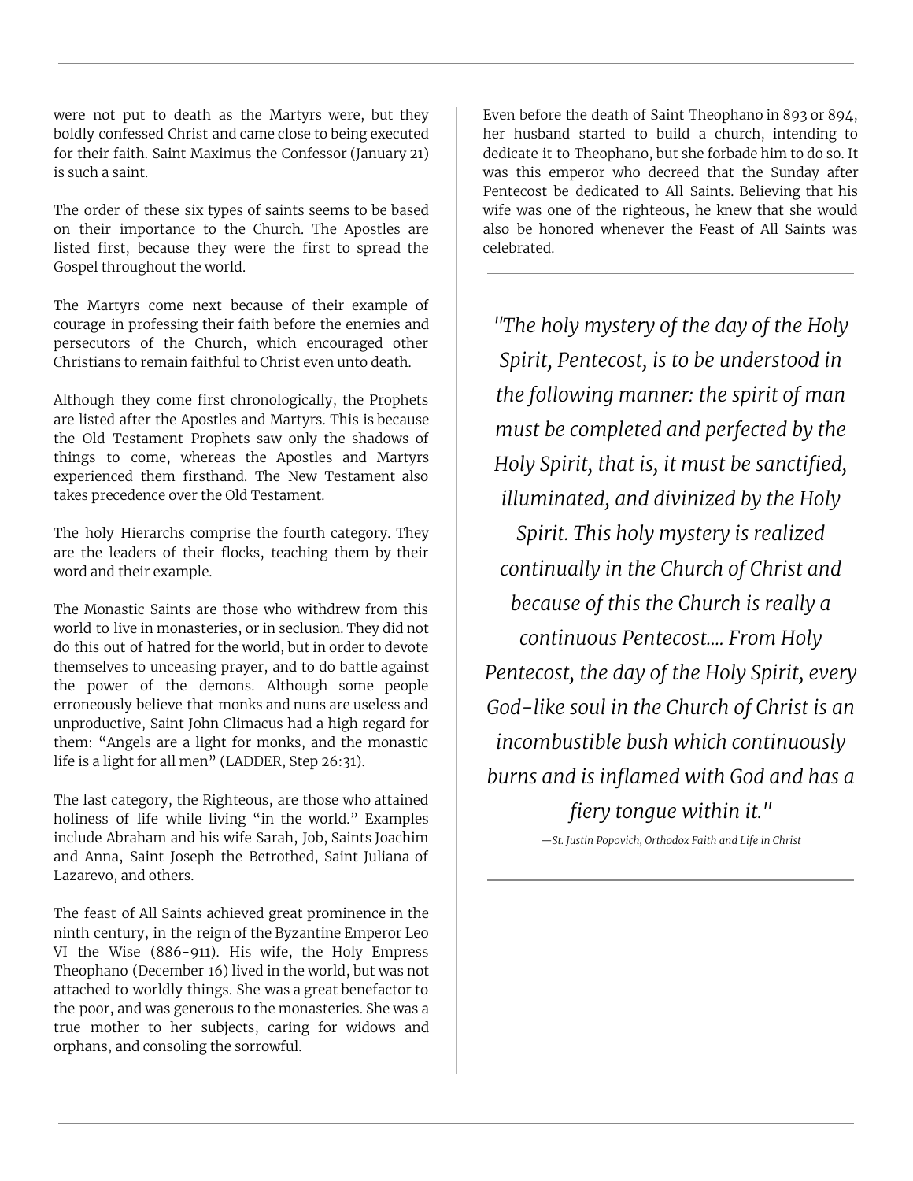were not put to death as the Martyrs were, but they boldly confessed Christ and came close to being executed for their faith. Saint Maximus the Confessor (January 21) is such a saint.

The order of these six types of saints seems to be based on their importance to the Church. The Apostles are listed first, because they were the first to spread the Gospel throughout the world.

The Martyrs come next because of their example of courage in professing their faith before the enemies and persecutors of the Church, which encouraged other Christians to remain faithful to Christ even unto death.

Although they come first chronologically, the Prophets are listed after the Apostles and Martyrs. This is because the Old Testament Prophets saw only the shadows of things to come, whereas the Apostles and Martyrs experienced them firsthand. The New Testament also takes precedence over the Old Testament.

The holy Hierarchs comprise the fourth category. They are the leaders of their flocks, teaching them by their word and their example.

The Monastic Saints are those who withdrew from this world to live in monasteries, or in seclusion. They did not do this out of hatred for the world, but in order to devote themselves to unceasing prayer, and to do battle against the power of the demons. Although some people erroneously believe that monks and nuns are useless and unproductive, Saint John Climacus had a high regard for them: "Angels are a light for monks, and the monastic life is a light for all men" (LADDER, Step 26:31).

The last category, the Righteous, are those who attained holiness of life while living "in the world." Examples include Abraham and his wife Sarah, Job, Saints Joachim and Anna, Saint Joseph the Betrothed, Saint Juliana of Lazarevo, and others.

The feast of All Saints achieved great prominence in the ninth century, in the reign of the Byzantine Emperor Leo VI the Wise (886-911). His wife, the Holy Empress Theophano (December 16) lived in the world, but was not attached to worldly things. She was a great benefactor to the poor, and was generous to the monasteries. She was a true mother to her subjects, caring for widows and orphans, and consoling the sorrowful.

Even before the death of Saint Theophano in 893 or 894, her husband started to build a church, intending to dedicate it to Theophano, but she forbade him to do so. It was this emperor who decreed that the Sunday after Pentecost be dedicated to All Saints. Believing that his wife was one of the righteous, he knew that she would also be honored whenever the Feast of All Saints was celebrated.

---

*"The holy mystery of the day of the Holy Spirit, Pentecost, is to be understood in the following manner: the spirit of man must be completed and perfected by the Holy Spirit, that is, it must be sanctified, illuminated, and divinized by the Holy Spirit. This holy mystery is realized continually in the Church of Christ and because of this the Church is really a continuous Pentecost.... From Holy Pentecost, the day of the Holy Spirit, every God-like soul in the Church of Christ is an incombustible bush which continuously burns and is inflamed with God and has a fiery tongue within it."*

*—St. Justin Popovich, Orthodox Faith and Life in Christ*

---